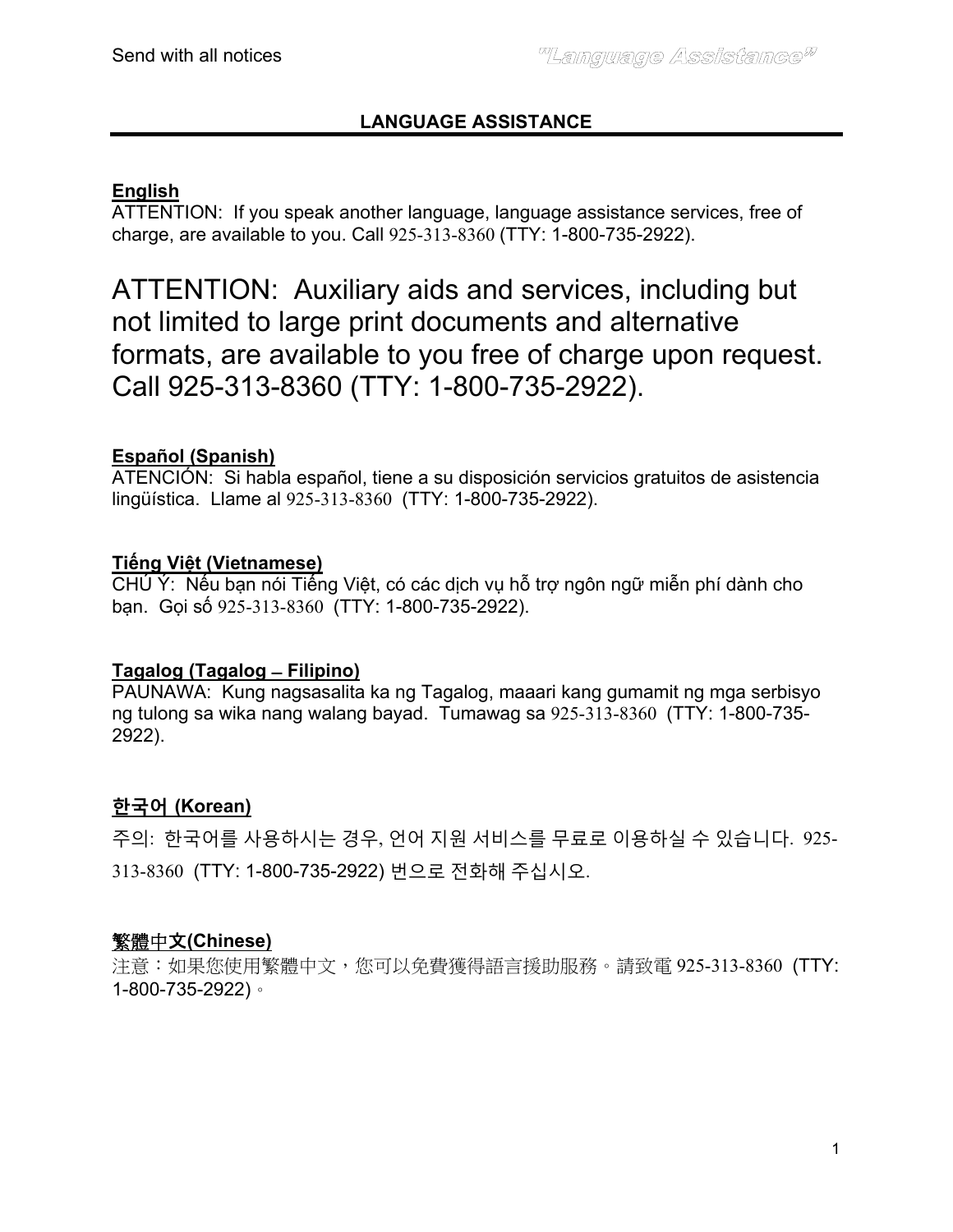## LANGUAGE ASSISTANCE

**English**
ATTENTION: If you speak another language, language assistance services, free of charge, are available to you. Call 925-313-8360 (TTY: 1-800-735-2922).

## ATTENTION: Auxiliary aids and services, including but not limited to large print documents and alternative formats, are available to you free of charge upon request. Call 925-313-8360 (TTY: 1-800-735-2922).

**Español (Spanish)**
ATENCIÓN: Si habla español, tiene a su disposición servicios gratuitos de asistencia lingüística. Llame al 925-313-8360 (TTY: 1-800-735-2922).

**Tiếng Việt (Vietnamese)**
CHÚ Ý: Nếu bạn nói Tiếng Việt, có các dịch vụ hỗ trợ ngôn ngữ miễn phí dành cho bạn. Gọi số 925-313-8360 (TTY: 1-800-735-2922).

**Tagalog (Tagalog – Filipino)**
PAUNAWA: Kung nagsasalita ka ng Tagalog, maaari kang gumamit ng mga serbisyo ng tulong sa wika nang walang bayad. Tumawag sa 925-313-8360 (TTY: 1-800-735-2922).

**한국어 (Korean)**
주의: 한국어를 사용하시는 경우, 언어 지원 서비스를 무료로 이용하실 수 있습니다. 925-313-8360 (TTY: 1-800-735-2922) 번으로 전화해 주십시오.

**繁體中文(Chinese)**
注意：如果您使用繁體中文，您可以免費獲得語言援助服務。請致電 925-313-8360 (TTY: 1-800-735-2922)。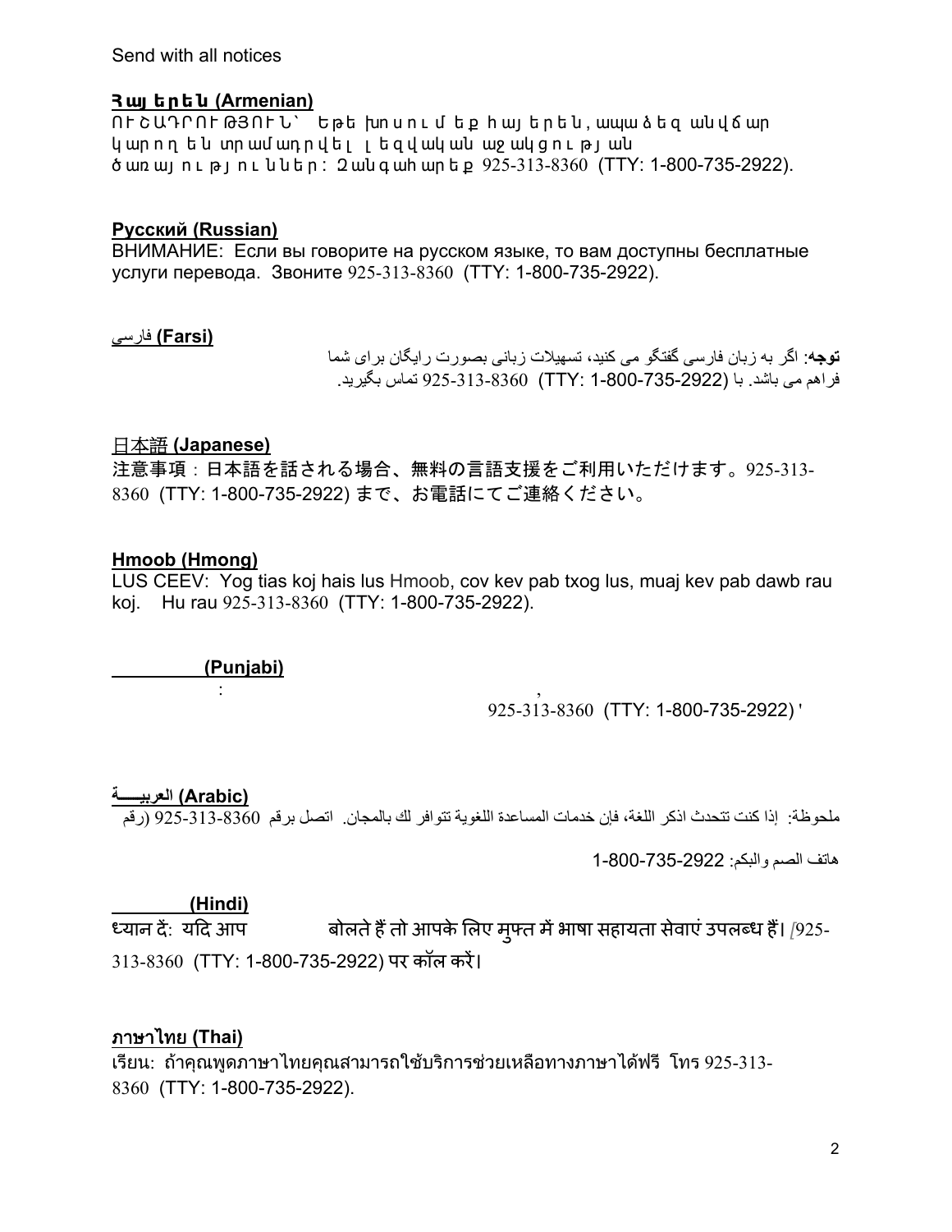Send with all notices

**Հայերեն (Armenian)**

ՈՒՇԱԴՐՈՒԹՅՈՒՆ՝ Եթե խոսում եք հայերեն, ապա ձեզ անվճար կարող են տրամադրվել լեզվական աջակցության ծառայություններ: Զանգահարեք 925-313-8360 (TTY: 1-800-735-2922).

**Русский (Russian)**

ВНИМАНИЕ: Если вы говорите на русском языке, то вам доступны бесплатные услуги перевода. Звоните 925-313-8360 (TTY: 1-800-735-2922).

**فارسی (Farsi)**

**توجه**: اگر به زبان فارسی گفتگو می کنید، تسهیلات زبانی بصورت رایگان برای شما فراهم می باشد. با (TTY: 1-800-735-2922) 925-313-8360 تماس بگیرید.

**日本語 (Japanese)**

注意事項：日本語を話される場合、無料の言語支援をご利用いただけます。925-313-8360 (TTY: 1-800-735-2922) まで、お電話にてご連絡ください。

**Hmoob (Hmong)**

LUS CEEV: Yog tias koj hais lus Hmoob, cov kev pab txog lus, muaj kev pab dawb rau koj. Hu rau 925-313-8360 (TTY: 1-800-735-2922).

**(Punjabi)**

:

,
925-313-8360 (TTY: 1-800-735-2922) '

**العربيـــة (Arabic)**

ملحوظة: إذا كنت تتحدث اذكر اللغة، فإن خدمات المساعدة اللغوية تتوافر لك بالمجان. اتصل برقم 925-313-8360 (رقم

هاتف الصم والبكم: 1-800-735-2922

**(Hindi)**

ध्यान दें: यदि आप बोलते हैं तो आपके लिए मुफ्त में भाषा सहायता सेवाएं उपलब्ध हैं। [925-313-8360 (TTY: 1-800-735-2922) पर कॉल करें।

**ภาษาไทย (Thai)**

เรียน: ถ้าคุณพูดภาษาไทยคุณสามารถใช้บริการช่วยเหลือทางภาษาได้ฟรี โทร 925-313-8360 (TTY: 1-800-735-2922).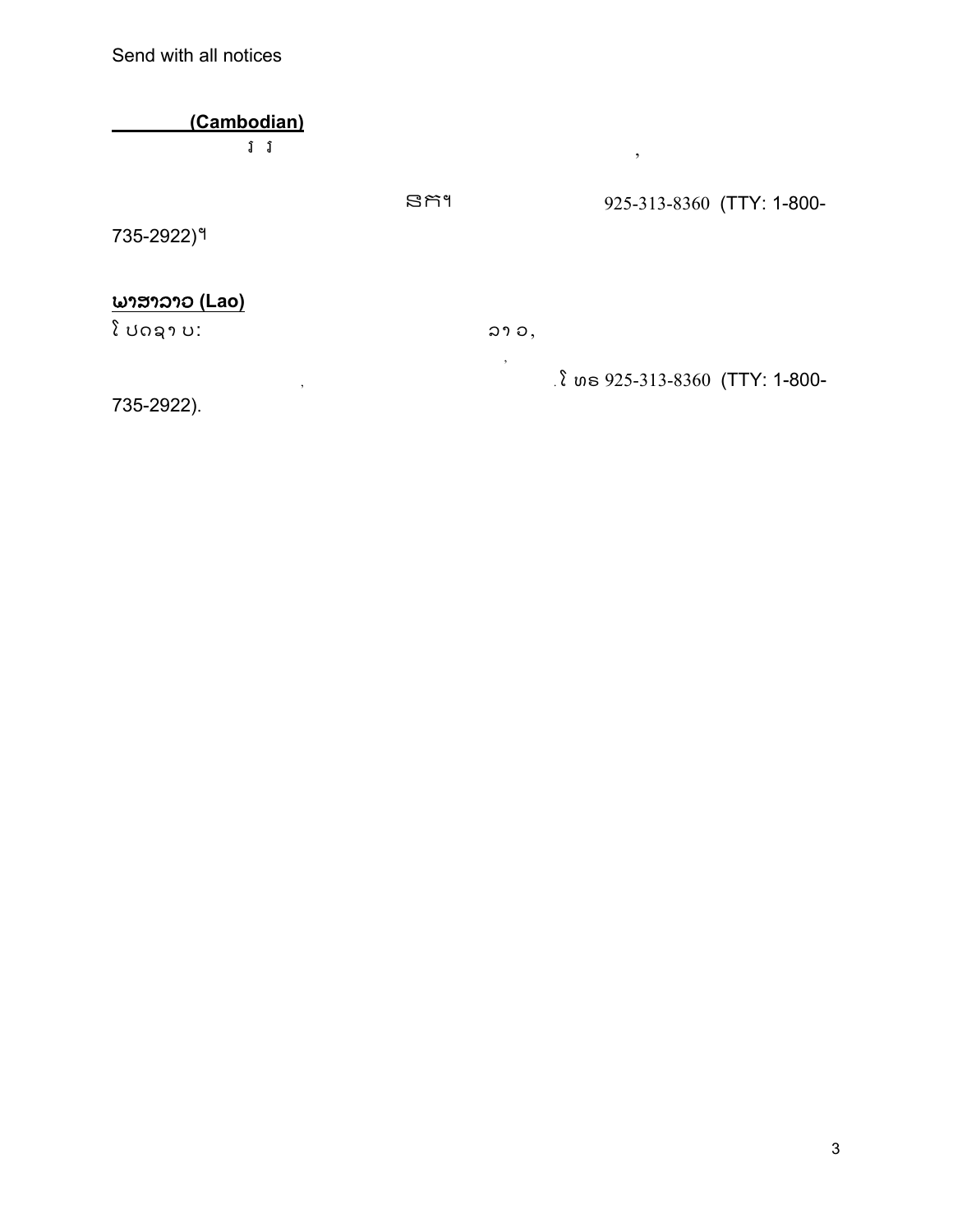Send with all notices

**(Cambodian)**

រ រ ,

ទក។ 925-313-8360 (TTY: 1-800-735-2922)។

**ພາສາລາວ (Lao)**

ໂ ປດຊາ ບ: ລາ ວ,

,

, . ໂ ທຣ 925-313-8360 (TTY: 1-800-735-2922).